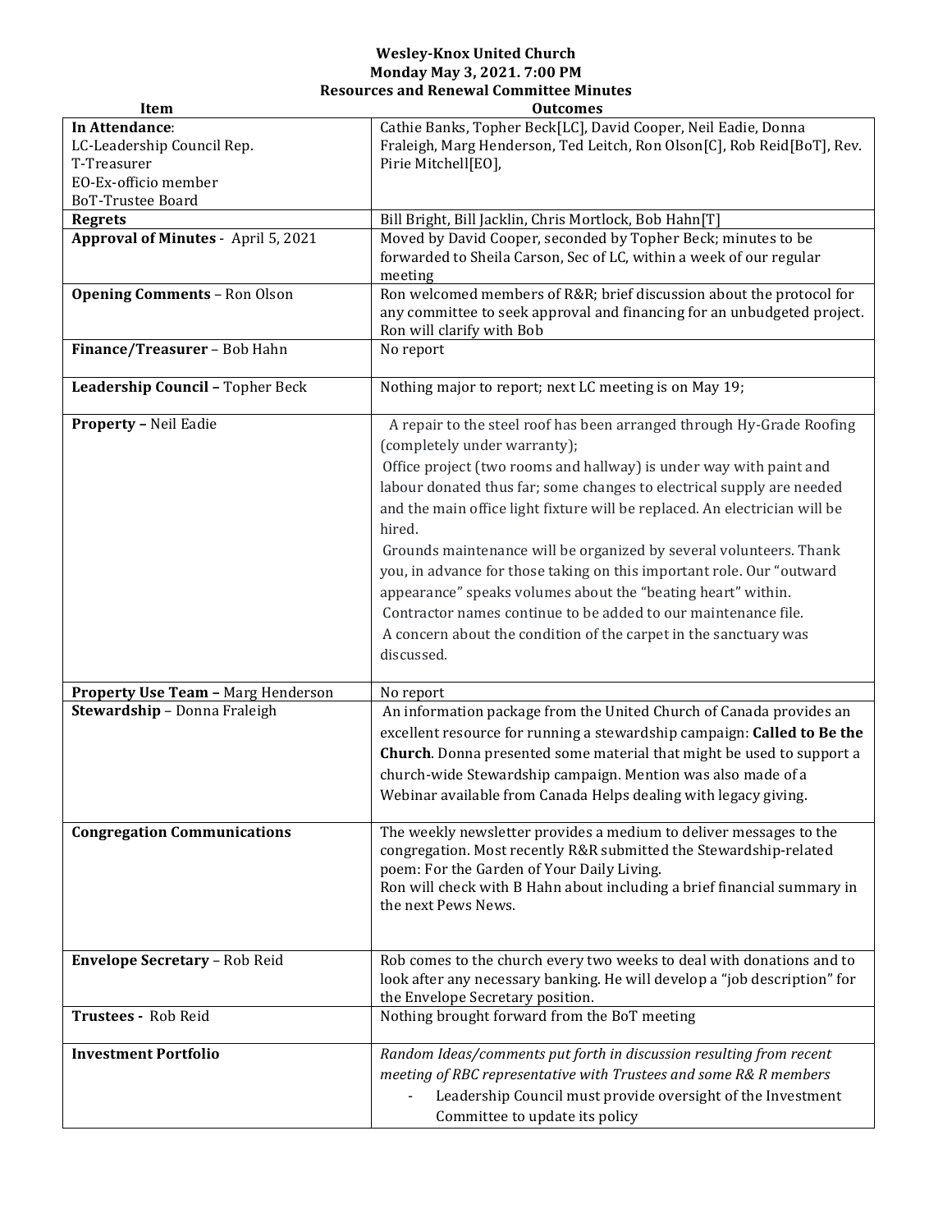**Wesley-Knox United Church**
**Monday May 3, 2021. 7:00 PM**
**Resources and Renewal Committee Minutes**

| Item | Outcomes |
|---|---|
| **In Attendance**:<br>LC-Leadership Council Rep.<br>T-Treasurer<br>EO-Ex-officio member<br>BoT-Trustee Board | Cathie Banks, Topher Beck[LC], David Cooper, Neil Eadie, Donna Fraleigh, Marg Henderson, Ted Leitch, Ron Olson[C], Rob Reid[BoT], Rev. Pirie Mitchell[EO], |
| **Regrets** | Bill Bright, Bill Jacklin, Chris Mortlock, Bob Hahn[T] |
| **Approval of Minutes** - April 5, 2021 | Moved by David Cooper, seconded by Topher Beck; minutes to be forwarded to Sheila Carson, Sec of LC, within a week of our regular meeting |
| **Opening Comments** – Ron Olson | Ron welcomed members of R&R; brief discussion about the protocol for any committee to seek approval and financing for an unbudgeted project. Ron will clarify with Bob |
| **Finance/Treasurer** – Bob Hahn | No report |
| **Leadership Council** – Topher Beck | Nothing major to report; next LC meeting is on May 19; |
| **Property** – Neil Eadie | A repair to the steel roof has been arranged through Hy-Grade Roofing (completely under warranty);<br>Office project (two rooms and hallway) is under way with paint and labour donated thus far; some changes to electrical supply are needed and the main office light fixture will be replaced. An electrician will be hired.<br>Grounds maintenance will be organized by several volunteers. Thank you, in advance for those taking on this important role. Our "outward appearance" speaks volumes about the "beating heart" within.<br>Contractor names continue to be added to our maintenance file.<br>A concern about the condition of the carpet in the sanctuary was discussed. |
| **Property Use Team** – Marg Henderson | No report |
| **Stewardship** – Donna Fraleigh | An information package from the United Church of Canada provides an excellent resource for running a stewardship campaign: **Called to Be the Church**. Donna presented some material that might be used to support a church-wide Stewardship campaign. Mention was also made of a Webinar available from Canada Helps dealing with legacy giving. |
| **Congregation Communications** | The weekly newsletter provides a medium to deliver messages to the congregation. Most recently R&R submitted the Stewardship-related poem: For the Garden of Your Daily Living.<br>Ron will check with B Hahn about including a brief financial summary in the next Pews News. |
| **Envelope Secretary** – Rob Reid | Rob comes to the church every two weeks to deal with donations and to look after any necessary banking. He will develop a "job description" for the Envelope Secretary position. |
| **Trustees** - Rob Reid | Nothing brought forward from the BoT meeting |
| **Investment Portfolio** | *Random Ideas/comments put forth in discussion resulting from recent meeting of RBC representative with Trustees and some R& R members*<br>- Leadership Council must provide oversight of the Investment Committee to update its policy |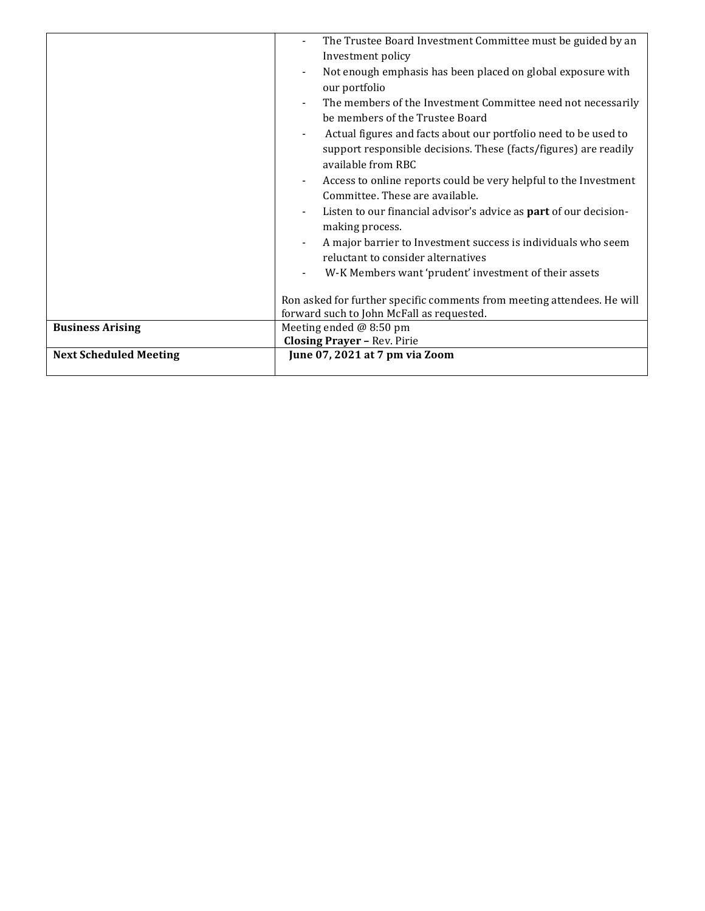| | |
|---|---|
| | - The Trustee Board Investment Committee must be guided by an Investment policy<br>- Not enough emphasis has been placed on global exposure with our portfolio<br>- The members of the Investment Committee need not necessarily be members of the Trustee Board<br>- Actual figures and facts about our portfolio need to be used to support responsible decisions. These (facts/figures) are readily available from RBC<br>- Access to online reports could be very helpful to the Investment Committee. These are available.<br>- Listen to our financial advisor's advice as **part** of our decision-making process.<br>- A major barrier to Investment success is individuals who seem reluctant to consider alternatives<br>- W-K Members want 'prudent' investment of their assets<br><br>Ron asked for further specific comments from meeting attendees. He will forward such to John McFall as requested. |
| **Business Arising** | Meeting ended @ 8:50 pm<br>**Closing Prayer –** Rev. Pirie |
| **Next Scheduled Meeting** | **June 07, 2021 at 7 pm via Zoom** |